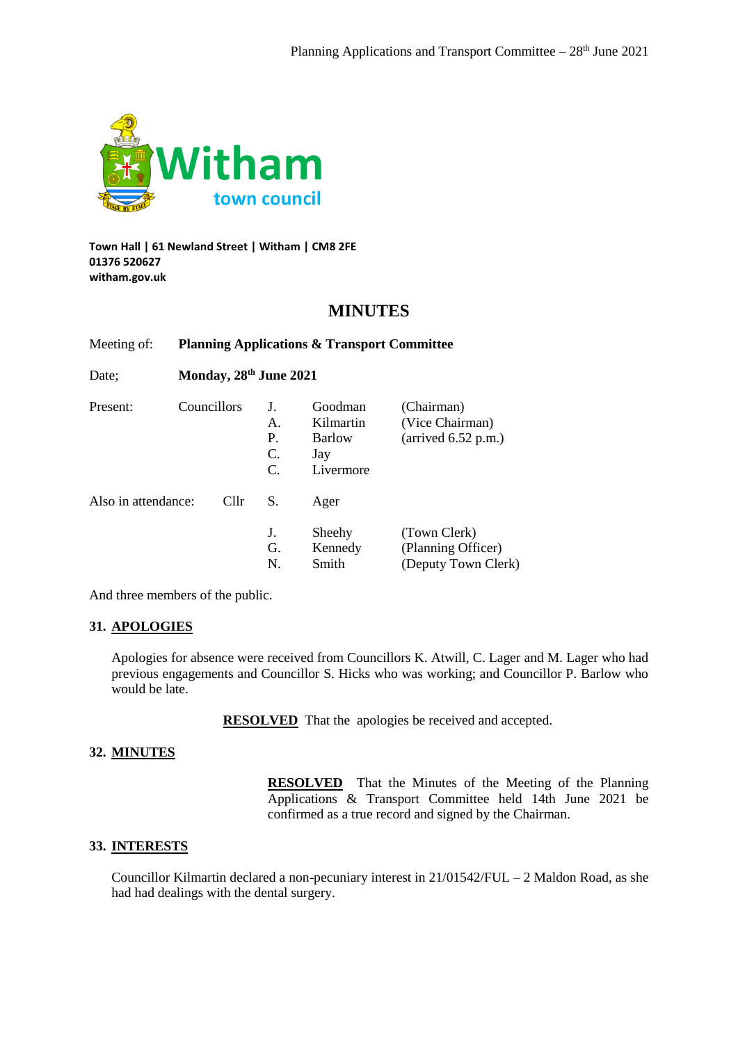**Witham**
town council

**Town Hall | 61 Newland Street | Witham | CM8 2FE**
**01376 520627**
**witham.gov.uk**

# MINUTES

| | | | | |
|---|---|---|---|---|
| Meeting of: | **Planning Applications & Transport Committee** | | | |
| Date; | **Monday, 28th June 2021** | | | |
| Present: | Councillors | J. | Goodman | (Chairman) |
| | | A. | Kilmartin | (Vice Chairman) |
| | | P. | Barlow | (arrived 6.52 p.m.) |
| | | C. | Jay | |
| | | C. | Livermore | |
| Also in attendance: | Cllr | S. | Ager | |
| | | J. | Sheehy | (Town Clerk) |
| | | G. | Kennedy | (Planning Officer) |
| | | N. | Smith | (Deputy Town Clerk) |

And three members of the public.

## 31. APOLOGIES

Apologies for absence were received from Councillors K. Atwill, C. Lager and M. Lager who had previous engagements and Councillor S. Hicks who was working; and Councillor P. Barlow who would be late.

**RESOLVED** That the apologies be received and accepted.

## 32. MINUTES

**RESOLVED** That the Minutes of the Meeting of the Planning Applications & Transport Committee held 14th June 2021 be confirmed as a true record and signed by the Chairman.

## 33. INTERESTS

Councillor Kilmartin declared a non-pecuniary interest in 21/01542/FUL – 2 Maldon Road, as she had had dealings with the dental surgery.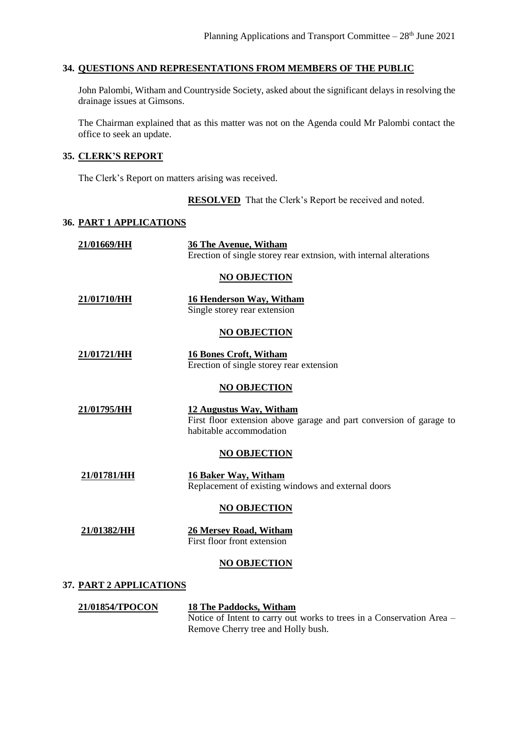## 34. QUESTIONS AND REPRESENTATIONS FROM MEMBERS OF THE PUBLIC

John Palombi, Witham and Countryside Society, asked about the significant delays in resolving the drainage issues at Gimsons.

The Chairman explained that as this matter was not on the Agenda could Mr Palombi contact the office to seek an update.

## 35. CLERK'S REPORT

The Clerk's Report on matters arising was received.

**RESOLVED** That the Clerk's Report be received and noted.

## 36. PART 1 APPLICATIONS

**21/01669/HH** — **36 The Avenue, Witham**
Erection of single storey rear extnsion, with internal alterations

**NO OBJECTION**

**21/01710/HH** — **16 Henderson Way, Witham**
Single storey rear extension

**NO OBJECTION**

**21/01721/HH** — **16 Bones Croft, Witham**
Erection of single storey rear extension

**NO OBJECTION**

**21/01795/HH** — **12 Augustus Way, Witham**
First floor extension above garage and part conversion of garage to habitable accommodation

**NO OBJECTION**

**21/01781/HH** — **16 Baker Way, Witham**
Replacement of existing windows and external doors

**NO OBJECTION**

**21/01382/HH** — **26 Mersey Road, Witham**
First floor front extension

**NO OBJECTION**

## 37. PART 2 APPLICATIONS

**21/01854/TPOCON** — **18 The Paddocks, Witham**
Notice of Intent to carry out works to trees in a Conservation Area – Remove Cherry tree and Holly bush.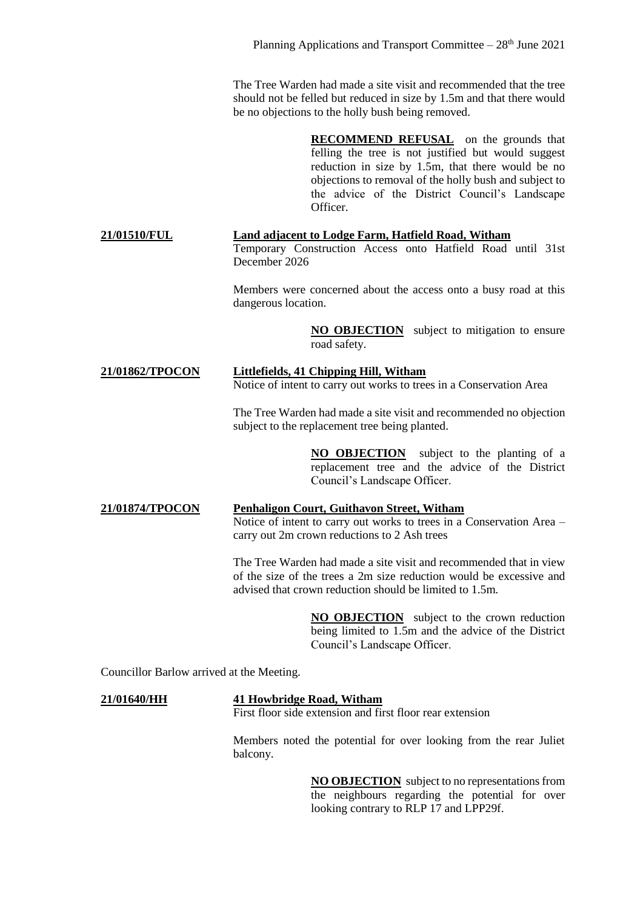The Tree Warden had made a site visit and recommended that the tree should not be felled but reduced in size by 1.5m and that there would be no objections to the holly bush being removed.

**RECOMMEND REFUSAL** on the grounds that felling the tree is not justified but would suggest reduction in size by 1.5m, that there would be no objections to removal of the holly bush and subject to the advice of the District Council's Landscape Officer.

**21/01510/FUL** **Land adjacent to Lodge Farm, Hatfield Road, Witham**

Temporary Construction Access onto Hatfield Road until 31st December 2026

Members were concerned about the access onto a busy road at this dangerous location.

**NO OBJECTION** subject to mitigation to ensure road safety.

**21/01862/TPOCON** **Littlefields, 41 Chipping Hill, Witham**

Notice of intent to carry out works to trees in a Conservation Area

The Tree Warden had made a site visit and recommended no objection subject to the replacement tree being planted.

**NO OBJECTION** subject to the planting of a replacement tree and the advice of the District Council's Landscape Officer.

**21/01874/TPOCON** **Penhaligon Court, Guithavon Street, Witham**

Notice of intent to carry out works to trees in a Conservation Area – carry out 2m crown reductions to 2 Ash trees

The Tree Warden had made a site visit and recommended that in view of the size of the trees a 2m size reduction would be excessive and advised that crown reduction should be limited to 1.5m.

**NO OBJECTION** subject to the crown reduction being limited to 1.5m and the advice of the District Council's Landscape Officer.

Councillor Barlow arrived at the Meeting.

**21/01640/HH** **41 Howbridge Road, Witham**

First floor side extension and first floor rear extension

Members noted the potential for over looking from the rear Juliet balcony.

**NO OBJECTION** subject to no representations from the neighbours regarding the potential for over looking contrary to RLP 17 and LPP29f.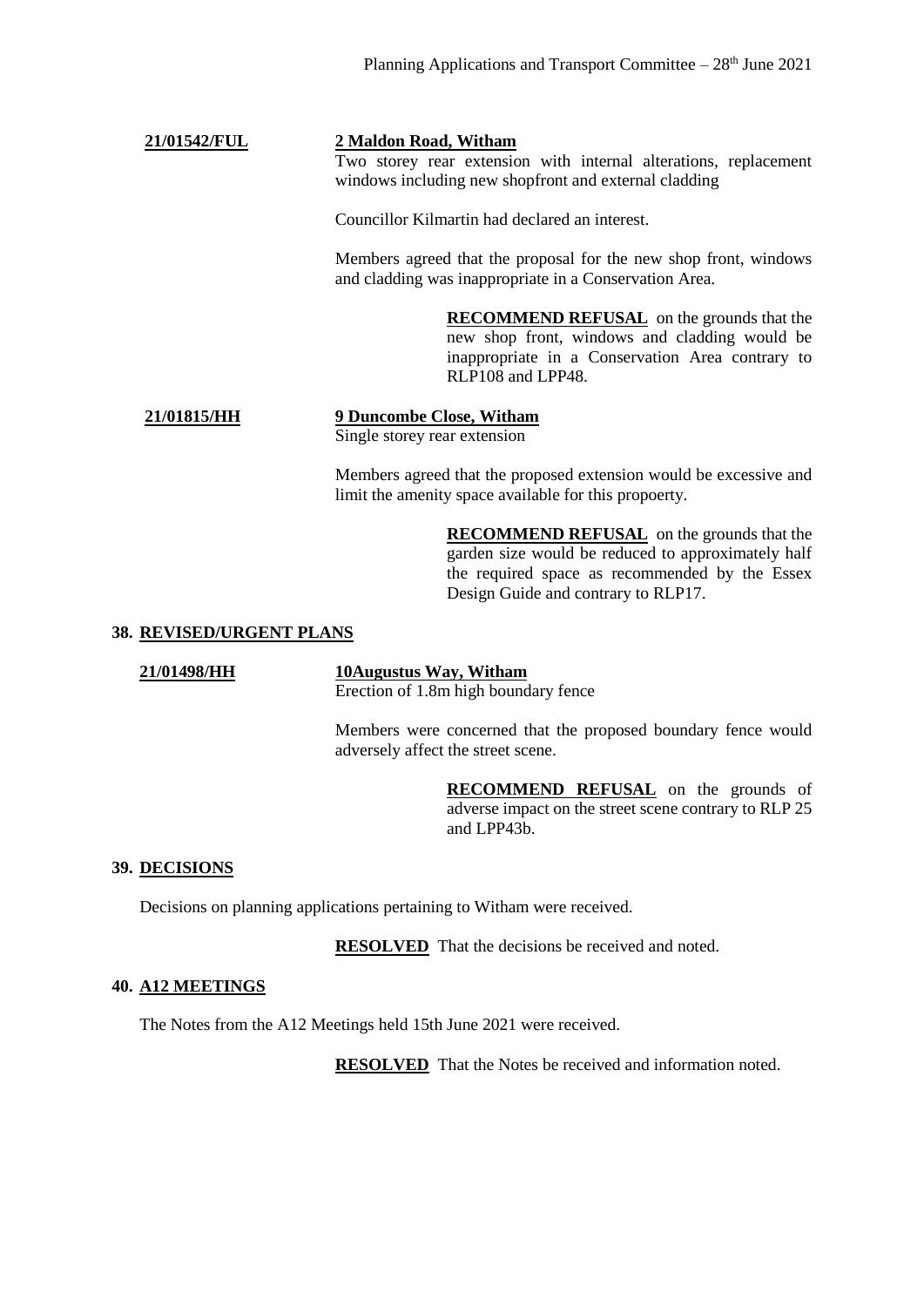**21/01542/FUL** **2 Maldon Road, Witham**

Two storey rear extension with internal alterations, replacement windows including new shopfront and external cladding

Councillor Kilmartin had declared an interest.

Members agreed that the proposal for the new shop front, windows and cladding was inappropriate in a Conservation Area.

> **RECOMMEND REFUSAL** on the grounds that the new shop front, windows and cladding would be inappropriate in a Conservation Area contrary to RLP108 and LPP48.

**21/01815/HH** **9 Duncombe Close, Witham**

Single storey rear extension

Members agreed that the proposed extension would be excessive and limit the amenity space available for this propoerty.

> **RECOMMEND REFUSAL** on the grounds that the garden size would be reduced to approximately half the required space as recommended by the Essex Design Guide and contrary to RLP17.

## 38. REVISED/URGENT PLANS

**21/01498/HH** **10Augustus Way, Witham**

Erection of 1.8m high boundary fence

Members were concerned that the proposed boundary fence would adversely affect the street scene.

> **RECOMMEND REFUSAL** on the grounds of adverse impact on the street scene contrary to RLP 25 and LPP43b.

## 39. DECISIONS

Decisions on planning applications pertaining to Witham were received.

**RESOLVED** That the decisions be received and noted.

## 40. A12 MEETINGS

The Notes from the A12 Meetings held 15th June 2021 were received.

**RESOLVED** That the Notes be received and information noted.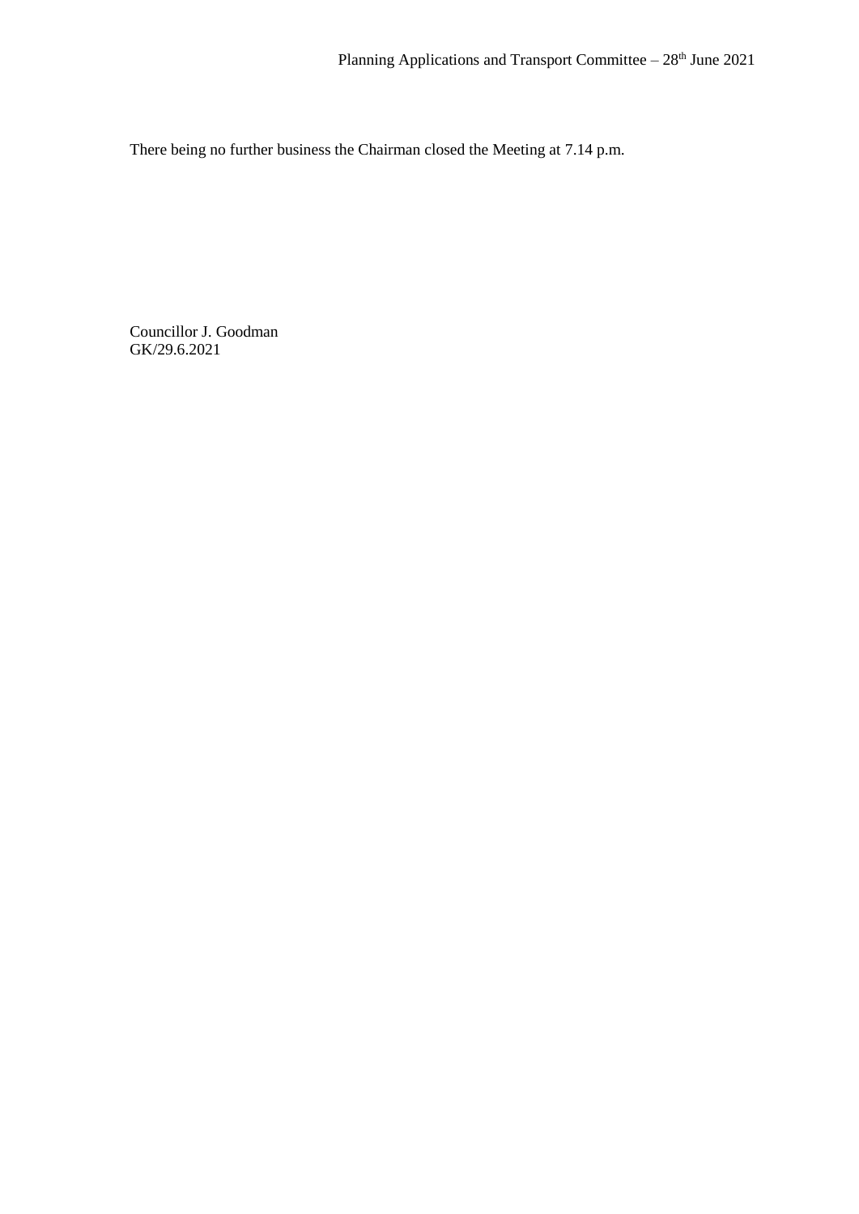There being no further business the Chairman closed the Meeting at 7.14 p.m.

Councillor J. Goodman
GK/29.6.2021